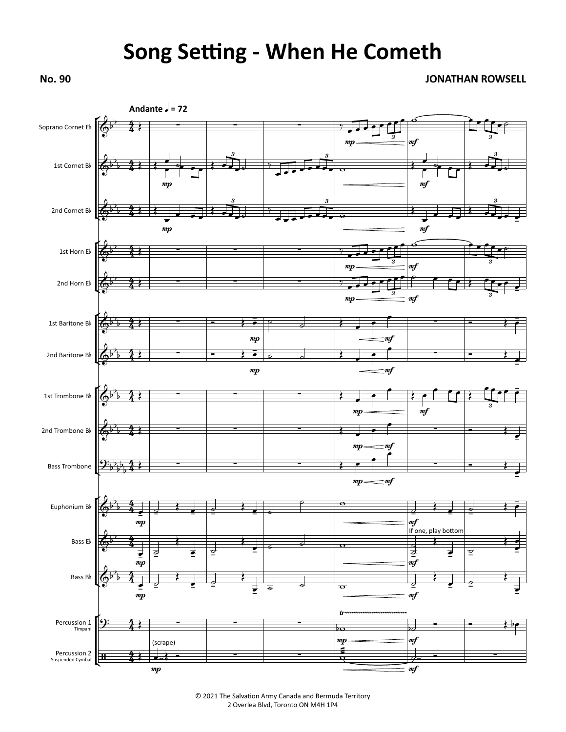# Song Setting - When He Cometh

**No. 90**

**JONATHAN ROWSELL**

© 2021 The Salvation Army Canada and Bermuda Territory
2 Overlea Blvd, Toronto ON M4H 1P4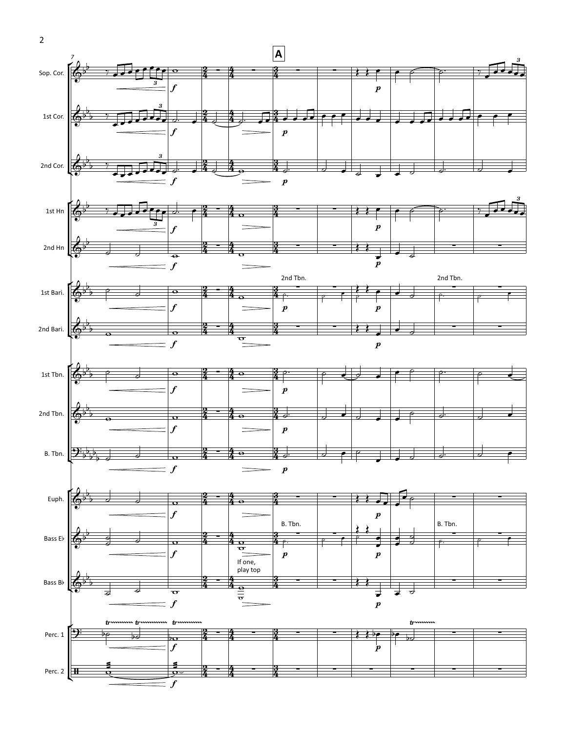**A**

Sop. Cor.

1st Cor.

2nd Cor.

1st Hn

2nd Hn

1st Bari.

2nd Bari.

1st Tbn.

2nd Tbn.

B. Tbn.

Euph.

Bass E♭

Bass B♭

Perc. 1

Perc. 2

2nd Tbn.

B. Tbn.

If one, play top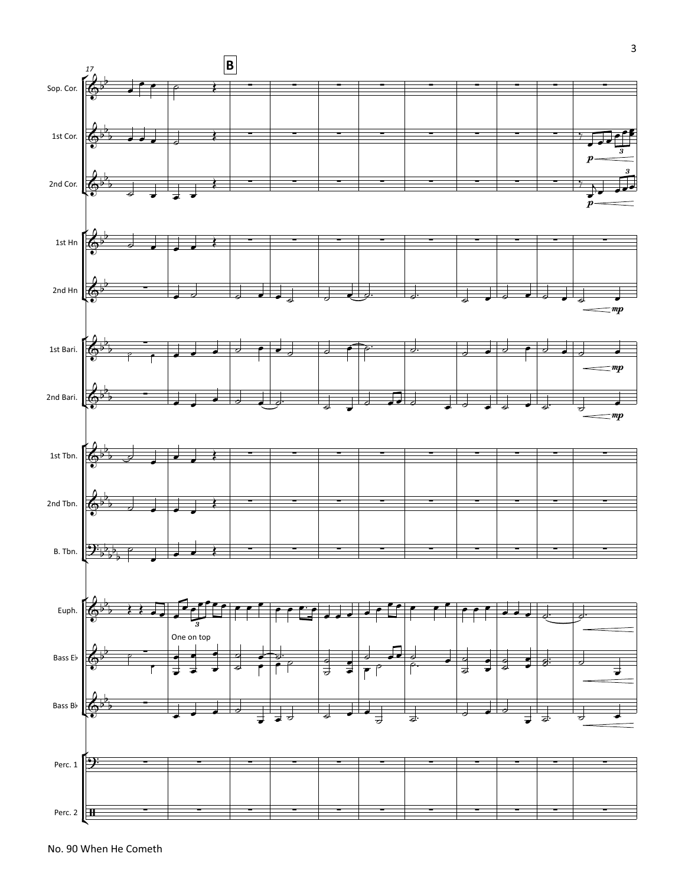17

**B**

Sop. Cor.

1st Cor.

2nd Cor.

1st Hn

2nd Hn

1st Bari.

2nd Bari.

1st Tbn.

2nd Tbn.

B. Tbn.

Euph.

Bass E♭

Bass B♭

Perc. 1

Perc. 2

One on top

*p*

*mp*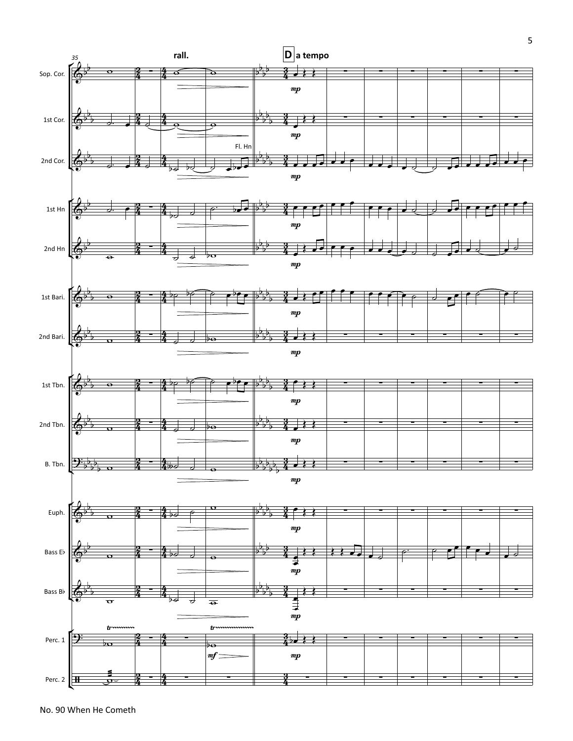rall.

**D** a tempo

Sop. Cor.

1st Cor.

2nd Cor.

Fl. Hn

1st Hn

2nd Hn

1st Bari.

2nd Bari.

1st Tbn.

2nd Tbn.

B. Tbn.

Euph.

Bass E♭

Bass B♭

Perc. 1

Perc. 2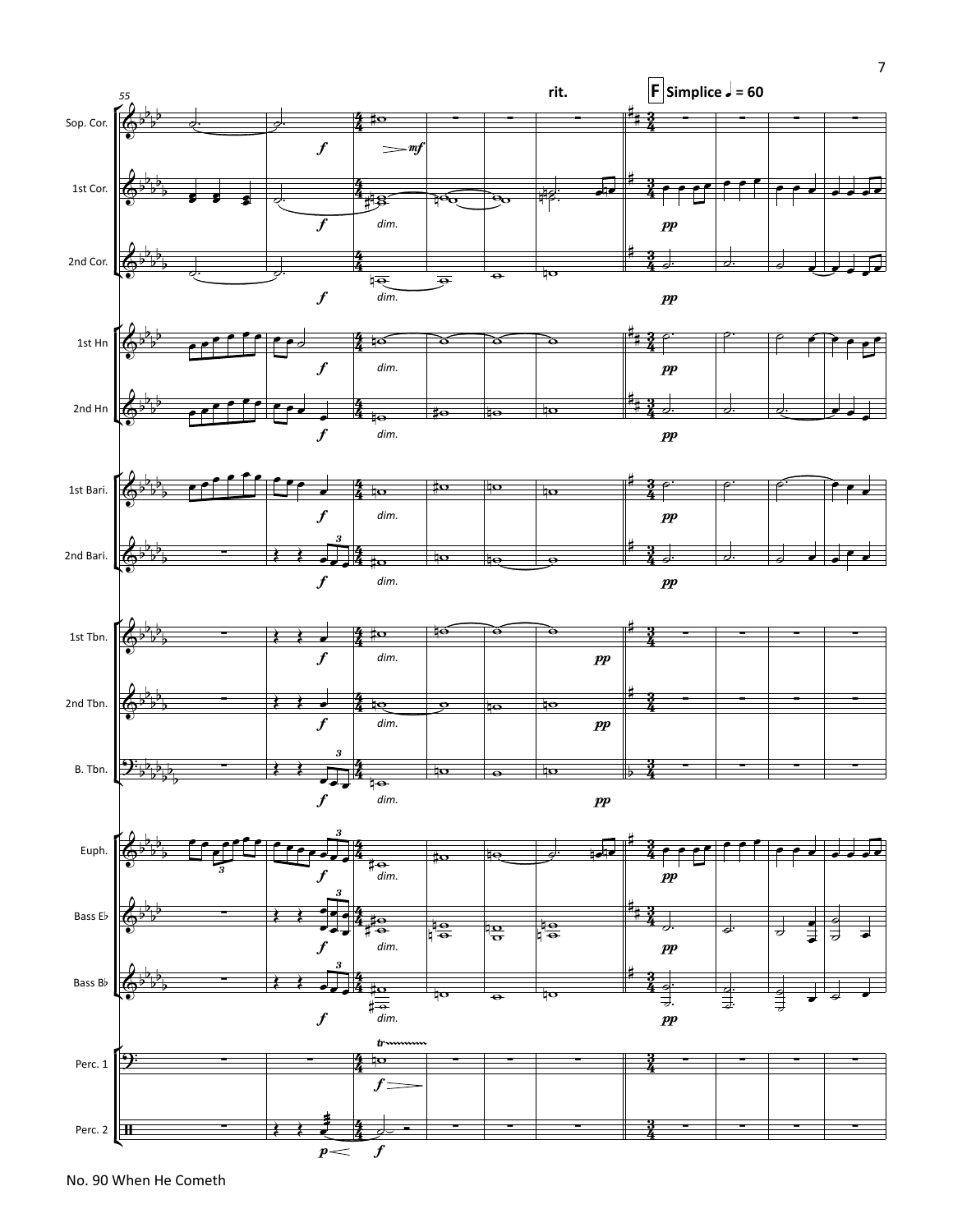rit.

**F** Simplice ♩ = 60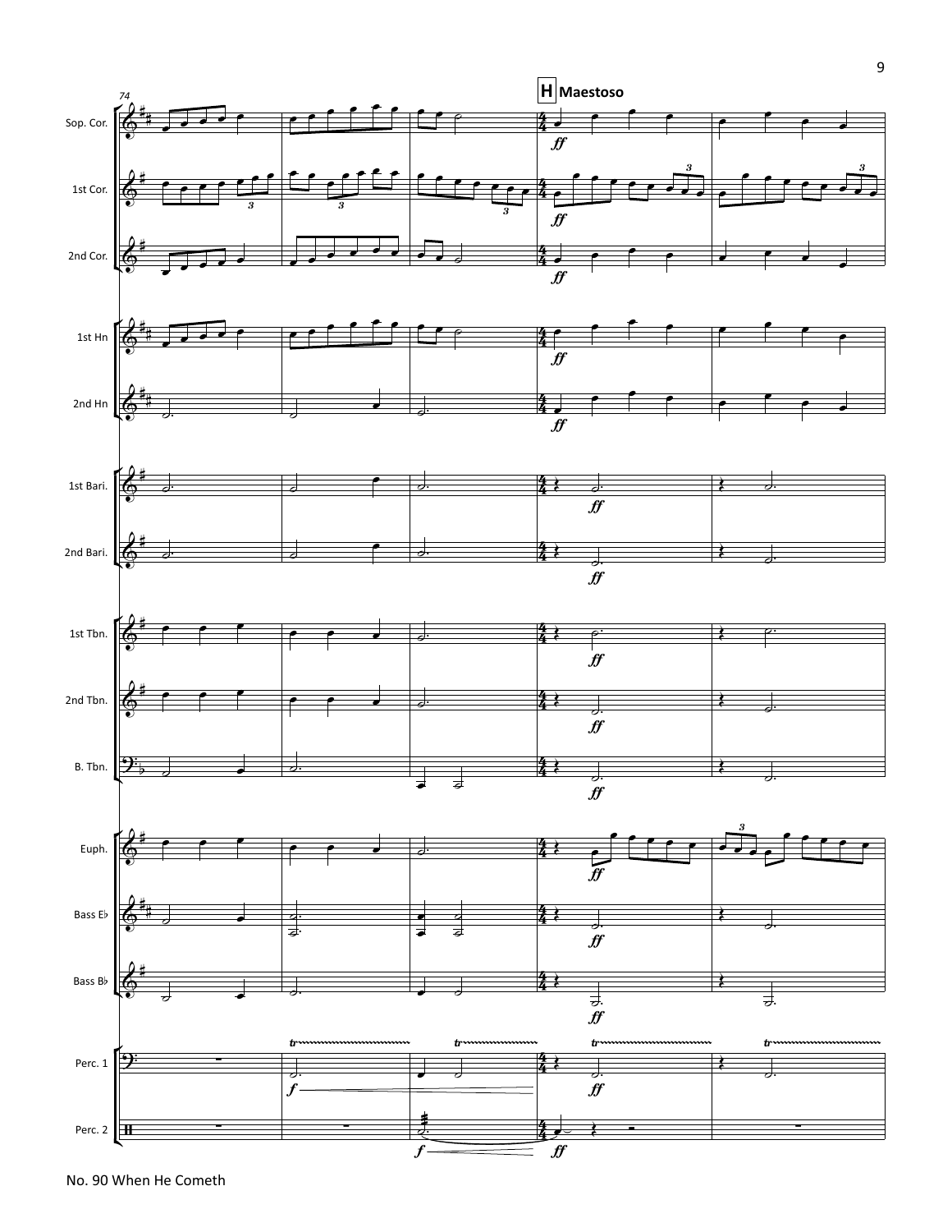**H** **Maestoso**

Sop. Cor.

1st Cor.

2nd Cor.

1st Hn

2nd Hn

1st Bari.

2nd Bari.

1st Tbn.

2nd Tbn.

B. Tbn.

Euph.

Bass E♭

Bass B♭

Perc. 1

Perc. 2

No. 90 When He Cometh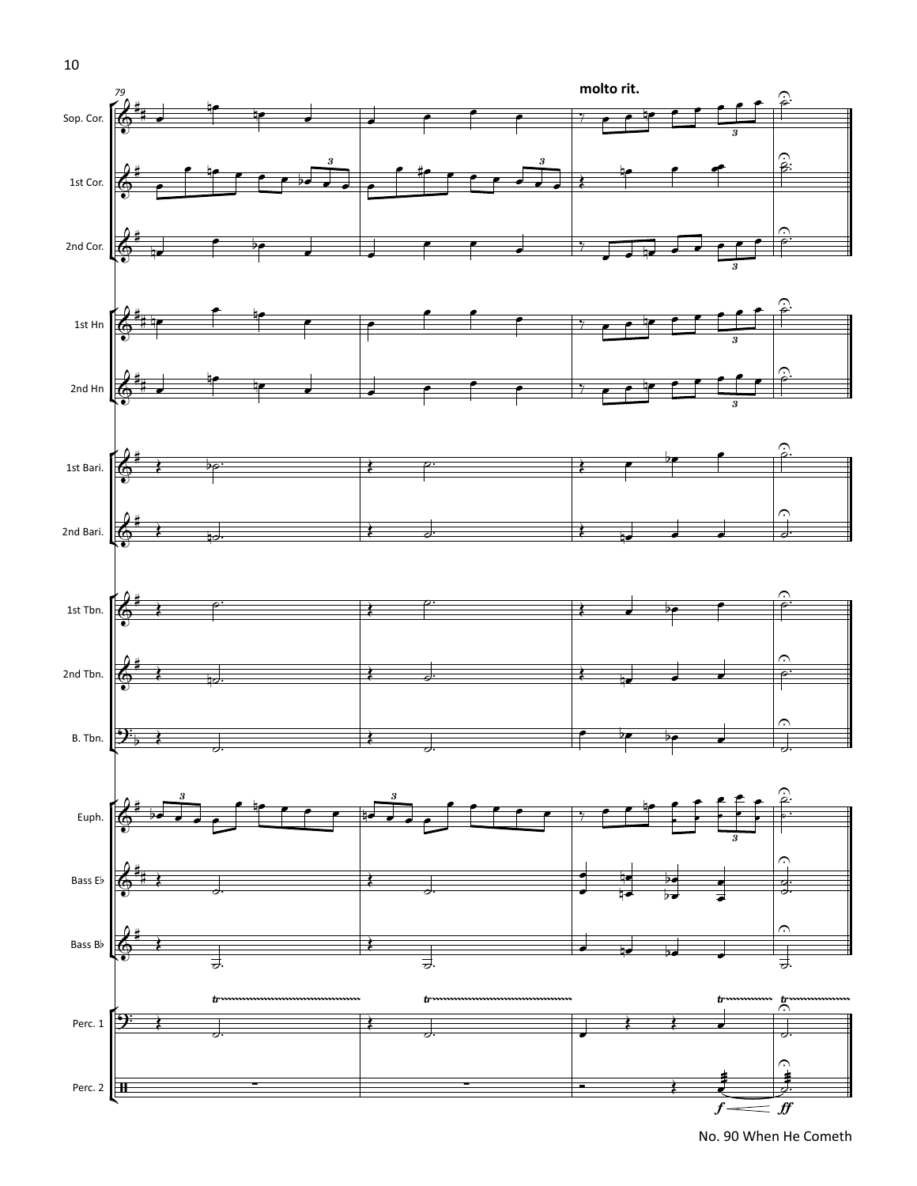molto rit.

No. 90 When He Cometh